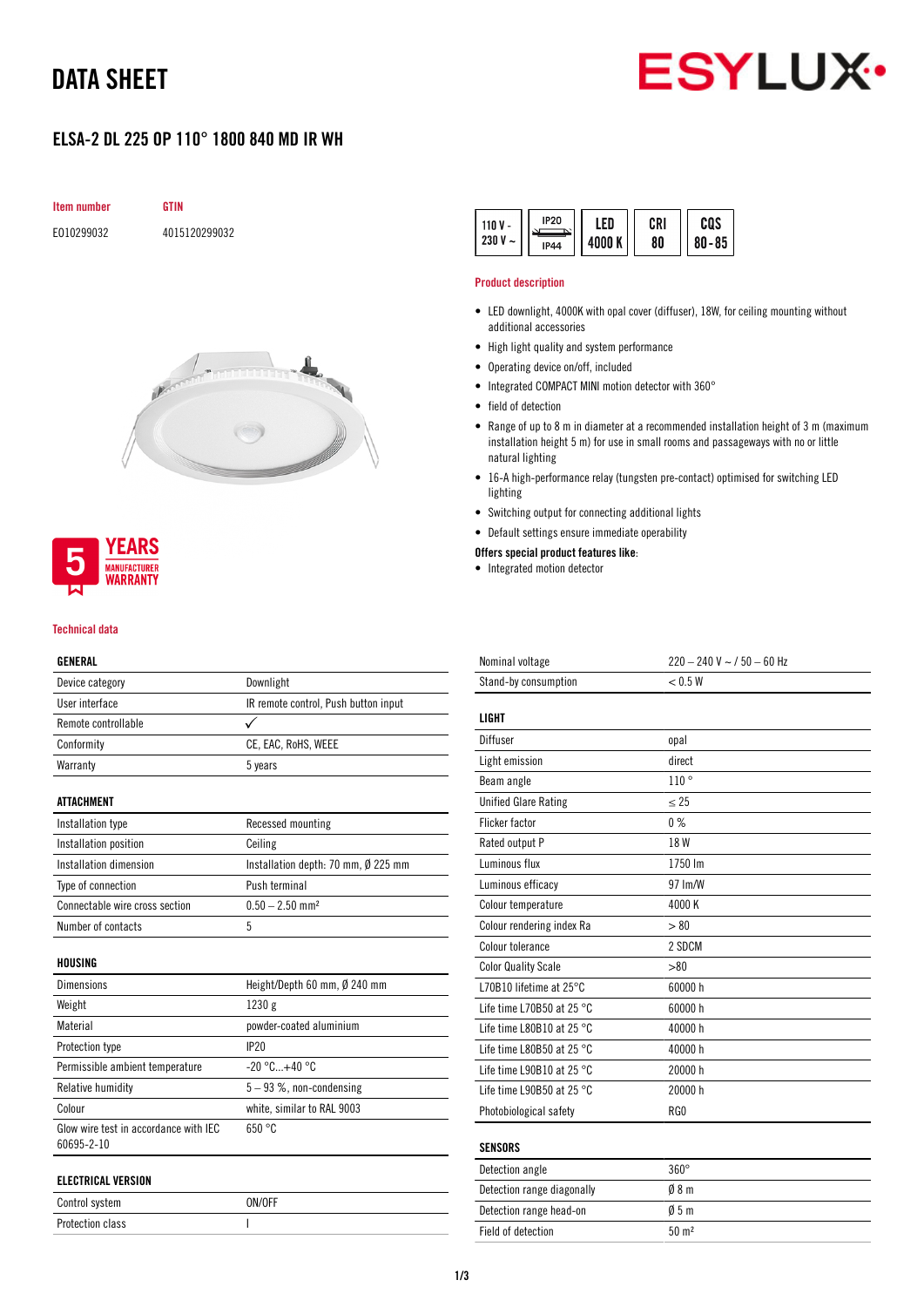# DATA SHEET

## ELSA-2 DL 225 OP 110° 1800 840 MD IR WH

| Item number | GTIN |
|---|---|
| E010299032 | 4015120299032 |

110 V - 230 V ~ | IP20 / IP44 | LED 4000 K | CRI 80 | CQS 80 - 85

5 YEARS MANUFACTURER WARRANTY

### Product description

- LED downlight, 4000K with opal cover (diffuser), 18W, for ceiling mounting without additional accessories
- High light quality and system performance
- Operating device on/off, included
- Integrated COMPACT MINI motion detector with 360°
- field of detection
- Range of up to 8 m in diameter at a recommended installation height of 3 m (maximum installation height 5 m) for use in small rooms and passageways with no or little natural lighting
- 16-A high-performance relay (tungsten pre-contact) optimised for switching LED lighting
- Switching output for connecting additional lights
- Default settings ensure immediate operability

**Offers special product features like:**

- Integrated motion detector

### Technical data

| GENERAL | |
|---|---|
| Device category | Downlight |
| User interface | IR remote control, Push button input |
| Remote controllable | ✓ |
| Conformity | CE, EAC, RoHS, WEEE |
| Warranty | 5 years |

| ATTACHMENT | |
|---|---|
| Installation type | Recessed mounting |
| Installation position | Ceiling |
| Installation dimension | Installation depth: 70 mm, Ø 225 mm |
| Type of connection | Push terminal |
| Connectable wire cross section | 0.50 – 2.50 mm² |
| Number of contacts | 5 |

| HOUSING | |
|---|---|
| Dimensions | Height/Depth 60 mm, Ø 240 mm |
| Weight | 1230 g |
| Material | powder-coated aluminium |
| Protection type | IP20 |
| Permissible ambient temperature | -20 °C...+40 °C |
| Relative humidity | 5 – 93 %, non-condensing |
| Colour | white, similar to RAL 9003 |
| Glow wire test in accordance with IEC 60695-2-10 | 650 °C |

| ELECTRICAL VERSION | |
|---|---|
| Control system | ON/OFF |
| Protection class | I |
| Nominal voltage | 220 – 240 V ~ / 50 – 60 Hz |
| Stand-by consumption | < 0.5 W |

| LIGHT | |
|---|---|
| Diffuser | opal |
| Light emission | direct |
| Beam angle | 110 ° |
| Unified Glare Rating | ≤ 25 |
| Flicker factor | 0 % |
| Rated output P | 18 W |
| Luminous flux | 1750 lm |
| Luminous efficacy | 97 lm/W |
| Colour temperature | 4000 K |
| Colour rendering index Ra | > 80 |
| Colour tolerance | 2 SDCM |
| Color Quality Scale | >80 |
| L70B10 lifetime at 25°C | 60000 h |
| Life time L70B50 at 25 °C | 60000 h |
| Life time L80B10 at 25 °C | 40000 h |
| Life time L80B50 at 25 °C | 40000 h |
| Life time L90B10 at 25 °C | 20000 h |
| Life time L90B50 at 25 °C | 20000 h |
| Photobiological safety | RG0 |

| SENSORS | |
|---|---|
| Detection angle | 360° |
| Detection range diagonally | Ø 8 m |
| Detection range head-on | Ø 5 m |
| Field of detection | 50 m² |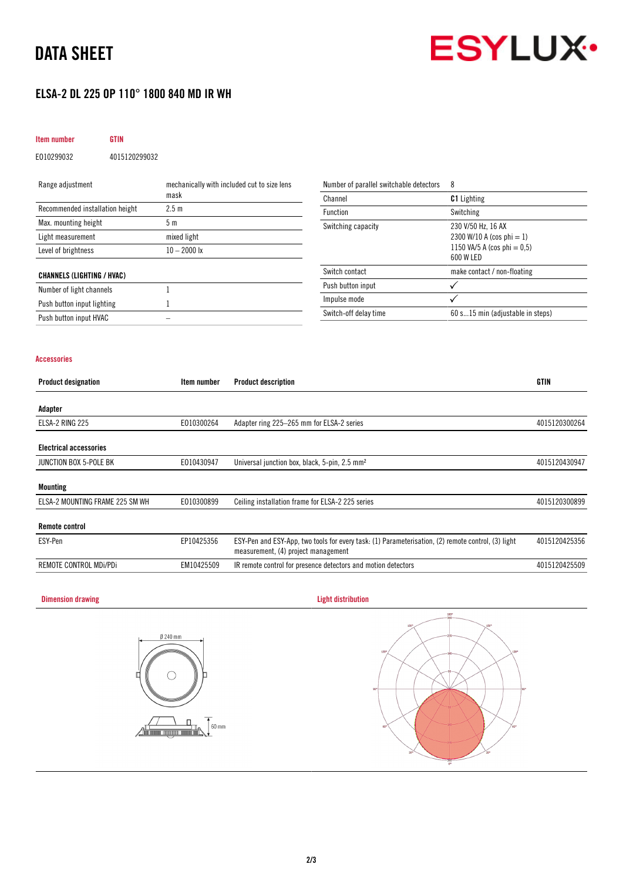# DATA SHEET

## ELSA-2 DL 225 OP 110° 1800 840 MD IR WH

| Item number | GTIN |
| --- | --- |
| E010299032 | 4015120299032 |

| | |
| --- | --- |
| Range adjustment | mechanically with included cut to size lens mask |
| Recommended installation height | 2.5 m |
| Max. mounting height | 5 m |
| Light measurement | mixed light |
| Level of brightness | 10 – 2000 lx |

**CHANNELS (LIGHTING / HVAC)**

| | |
| --- | --- |
| Number of light channels | 1 |
| Push button input lighting | 1 |
| Push button input HVAC | – |

| | |
| --- | --- |
| Number of parallel switchable detectors | 8 |
| Channel | **C1** Lighting |
| Function | Switching |
| Switching capacity | 230 V/50 Hz, 16 AX<br>2300 W/10 A (cos phi = 1)<br>1150 VA/5 A (cos phi = 0,5)<br>600 W LED |
| Switch contact | make contact / non-floating |
| Push button input | ✓ |
| Impulse mode | ✓ |
| Switch-off delay time | 60 s...15 min (adjustable in steps) |

### Accessories

| Product designation | Item number | Product description | GTIN |
| --- | --- | --- | --- |
| **Adapter** | | | |
| ELSA-2 RING 225 | E010300264 | Adapter ring 225–265 mm for ELSA-2 series | 4015120300264 |
| **Electrical accessories** | | | |
| JUNCTION BOX 5-POLE BK | E010430947 | Universal junction box, black, 5-pin, 2.5 mm² | 4015120430947 |
| **Mounting** | | | |
| ELSA-2 MOUNTING FRAME 225 SM WH | E010300899 | Ceiling installation frame for ELSA-2 225 series | 4015120300899 |
| **Remote control** | | | |
| ESY-Pen | EP10425356 | ESY-Pen and ESY-App, two tools for every task: (1) Parameterisation, (2) remote control, (3) light measurement, (4) project management | 4015120425356 |
| REMOTE CONTROL MDi/PDi | EM10425509 | IR remote control for presence detectors and motion detectors | 4015120425509 |

### Dimension drawing

Ø 240 mm

60 mm

### Light distribution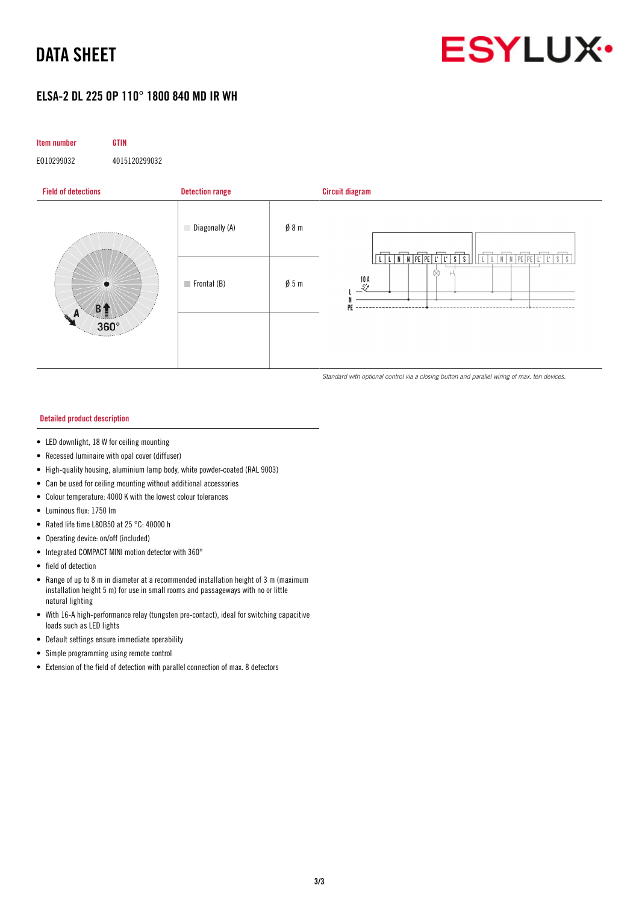# DATA SHEET

## ELSA-2 DL 225 OP 110° 1800 840 MD IR WH

| Item number | GTIN |
| --- | --- |
| E010299032 | 4015120299032 |

| Field of detections | Detection range | | Circuit diagram |
| --- | --- | --- | --- |
| | Diagonally (A) | Ø 8 m | |
| | Frontal (B) | Ø 5 m | |

A
B
360°

L L N N PE PE L' L' S S
L L N N PE PE L' L' S S
10 A
L
N
PE

*Standard with optional control via a closing button and parallel wiring of max. ten devices.*

### Detailed product description

- LED downlight, 18 W for ceiling mounting
- Recessed luminaire with opal cover (diffuser)
- High-quality housing, aluminium lamp body, white powder-coated (RAL 9003)
- Can be used for ceiling mounting without additional accessories
- Colour temperature: 4000 K with the lowest colour tolerances
- Luminous flux: 1750 lm
- Rated life time L80B50 at 25 °C: 40000 h
- Operating device: on/off (included)
- Integrated COMPACT MINI motion detector with 360°
- field of detection
- Range of up to 8 m in diameter at a recommended installation height of 3 m (maximum installation height 5 m) for use in small rooms and passageways with no or little natural lighting
- With 16-A high-performance relay (tungsten pre-contact), ideal for switching capacitive loads such as LED lights
- Default settings ensure immediate operability
- Simple programming using remote control
- Extension of the field of detection with parallel connection of max. 8 detectors